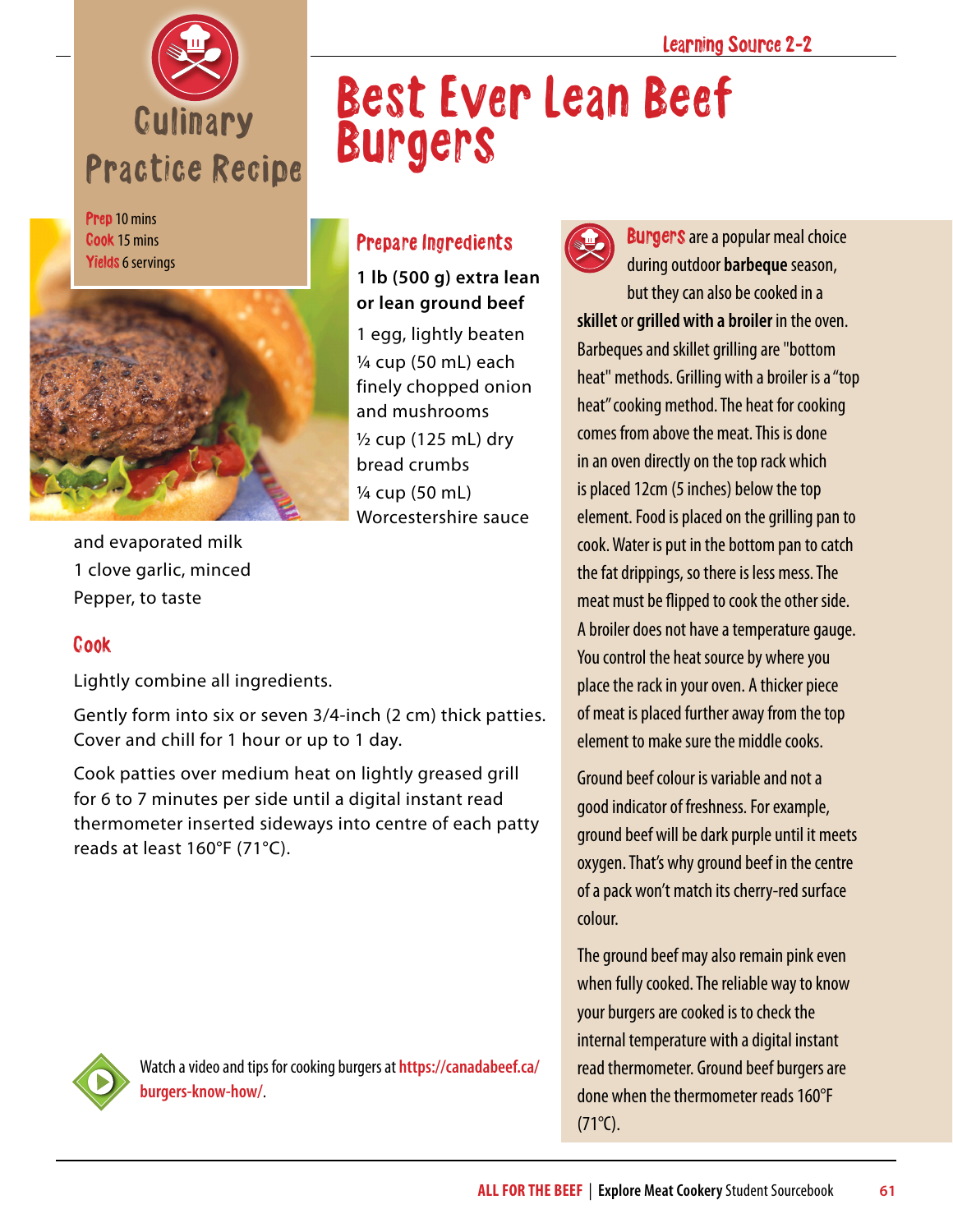Culinary Practice Recipe

# Best Ever Lean Beef Burgers

**Prep** 10 mins
**Cook** 15 mins
**Yields** 6 servings

## Prepare Ingredients

**1 lb (500 g) extra lean or lean ground beef**

1 egg, lightly beaten
¼ cup (50 mL) each finely chopped onion and mushrooms
½ cup (125 mL) dry bread crumbs
¼ cup (50 mL) Worcestershire sauce and evaporated milk
1 clove garlic, minced
Pepper, to taste

## Cook

Lightly combine all ingredients.

Gently form into six or seven 3/4-inch (2 cm) thick patties. Cover and chill for 1 hour or up to 1 day.

Cook patties over medium heat on lightly greased grill for 6 to 7 minutes per side until a digital instant read thermometer inserted sideways into centre of each patty reads at least 160°F (71°C).

Watch a video and tips for cooking burgers at **https://canadabeef.ca/burgers-know-how/**.

**Burgers** are a popular meal choice during outdoor **barbeque** season, but they can also be cooked in a **skillet** or **grilled with a broiler** in the oven. Barbeques and skillet grilling are "bottom heat" methods. Grilling with a broiler is a "top heat" cooking method. The heat for cooking comes from above the meat. This is done in an oven directly on the top rack which is placed 12cm (5 inches) below the top element. Food is placed on the grilling pan to cook. Water is put in the bottom pan to catch the fat drippings, so there is less mess. The meat must be flipped to cook the other side. A broiler does not have a temperature gauge. You control the heat source by where you place the rack in your oven. A thicker piece of meat is placed further away from the top element to make sure the middle cooks.

Ground beef colour is variable and not a good indicator of freshness. For example, ground beef will be dark purple until it meets oxygen. That's why ground beef in the centre of a pack won't match its cherry-red surface colour.

The ground beef may also remain pink even when fully cooked. The reliable way to know your burgers are cooked is to check the internal temperature with a digital instant read thermometer. Ground beef burgers are done when the thermometer reads 160°F (71°C).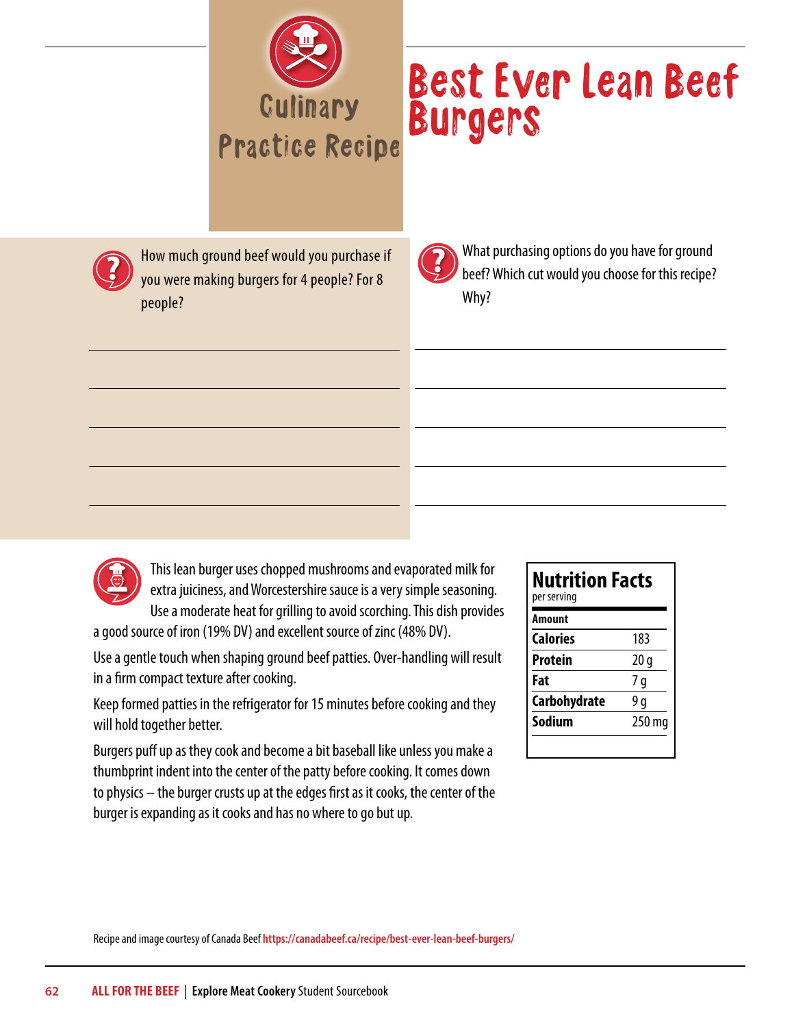Culinary Practice Recipe

# Best Ever Lean Beef Burgers

How much ground beef would you purchase if you were making burgers for 4 people? For 8 people?

What purchasing options do you have for ground beef? Which cut would you choose for this recipe? Why?

This lean burger uses chopped mushrooms and evaporated milk for extra juiciness, and Worcestershire sauce is a very simple seasoning. Use a moderate heat for grilling to avoid scorching. This dish provides a good source of iron (19% DV) and excellent source of zinc (48% DV).

Use a gentle touch when shaping ground beef patties. Over-handling will result in a firm compact texture after cooking.

Keep formed patties in the refrigerator for 15 minutes before cooking and they will hold together better.

Burgers puff up as they cook and become a bit baseball like unless you make a thumbprint indent into the center of the patty before cooking. It comes down to physics – the burger crusts up at the edges first as it cooks, the center of the burger is expanding as it cooks and has no where to go but up.

**Nutrition Facts**
per serving

| Amount | |
|---|---|
| **Calories** | 183 |
| **Protein** | 20 g |
| **Fat** | 7 g |
| **Carbohydrate** | 9 g |
| **Sodium** | 250 mg |

Recipe and image courtesy of Canada Beef https://canadabeef.ca/recipe/best-ever-lean-beef-burgers/